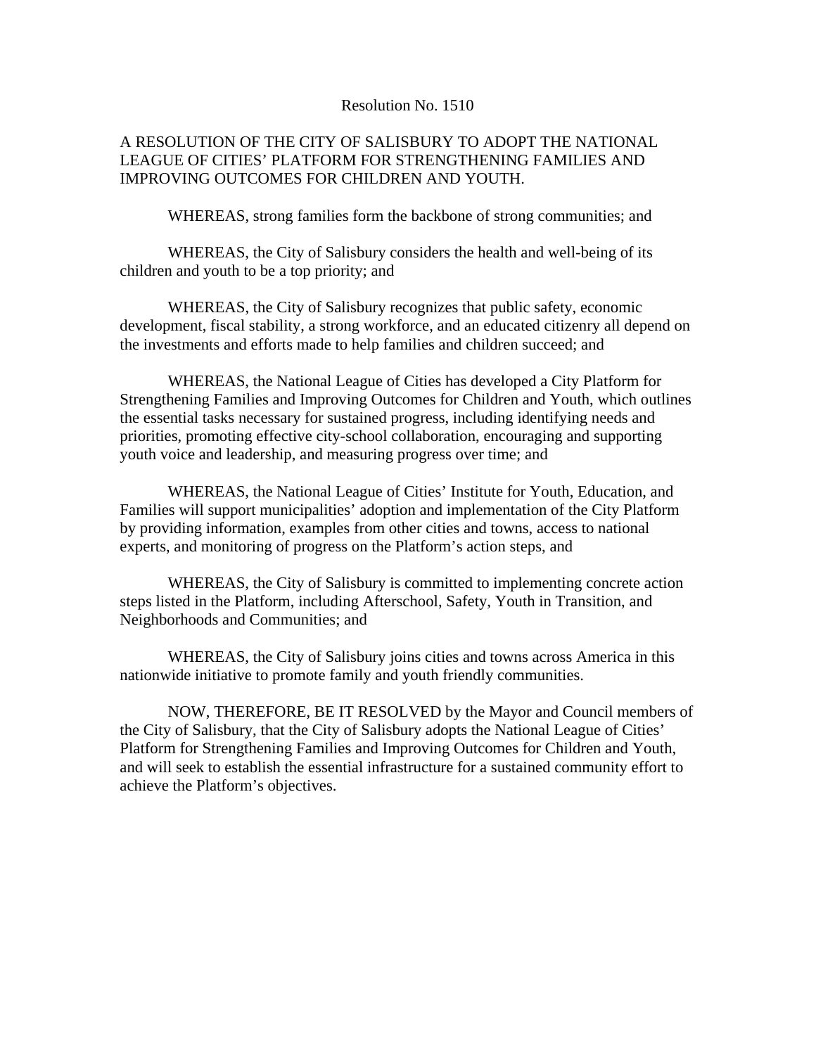Resolution No. 1510

A RESOLUTION OF THE CITY OF SALISBURY TO ADOPT THE NATIONAL LEAGUE OF CITIES' PLATFORM FOR STRENGTHENING FAMILIES AND IMPROVING OUTCOMES FOR CHILDREN AND YOUTH.

WHEREAS, strong families form the backbone of strong communities; and

WHEREAS, the City of Salisbury considers the health and well-being of its children and youth to be a top priority; and

WHEREAS, the City of Salisbury recognizes that public safety, economic development, fiscal stability, a strong workforce, and an educated citizenry all depend on the investments and efforts made to help families and children succeed; and

WHEREAS, the National League of Cities has developed a City Platform for Strengthening Families and Improving Outcomes for Children and Youth, which outlines the essential tasks necessary for sustained progress, including identifying needs and priorities, promoting effective city-school collaboration, encouraging and supporting youth voice and leadership, and measuring progress over time; and

WHEREAS, the National League of Cities' Institute for Youth, Education, and Families will support municipalities' adoption and implementation of the City Platform by providing information, examples from other cities and towns, access to national experts, and monitoring of progress on the Platform's action steps, and

WHEREAS, the City of Salisbury is committed to implementing concrete action steps listed in the Platform, including Afterschool, Safety, Youth in Transition, and Neighborhoods and Communities; and

WHEREAS, the City of Salisbury joins cities and towns across America in this nationwide initiative to promote family and youth friendly communities.

NOW, THEREFORE, BE IT RESOLVED by the Mayor and Council members of the City of Salisbury, that the City of Salisbury adopts the National League of Cities' Platform for Strengthening Families and Improving Outcomes for Children and Youth, and will seek to establish the essential infrastructure for a sustained community effort to achieve the Platform's objectives.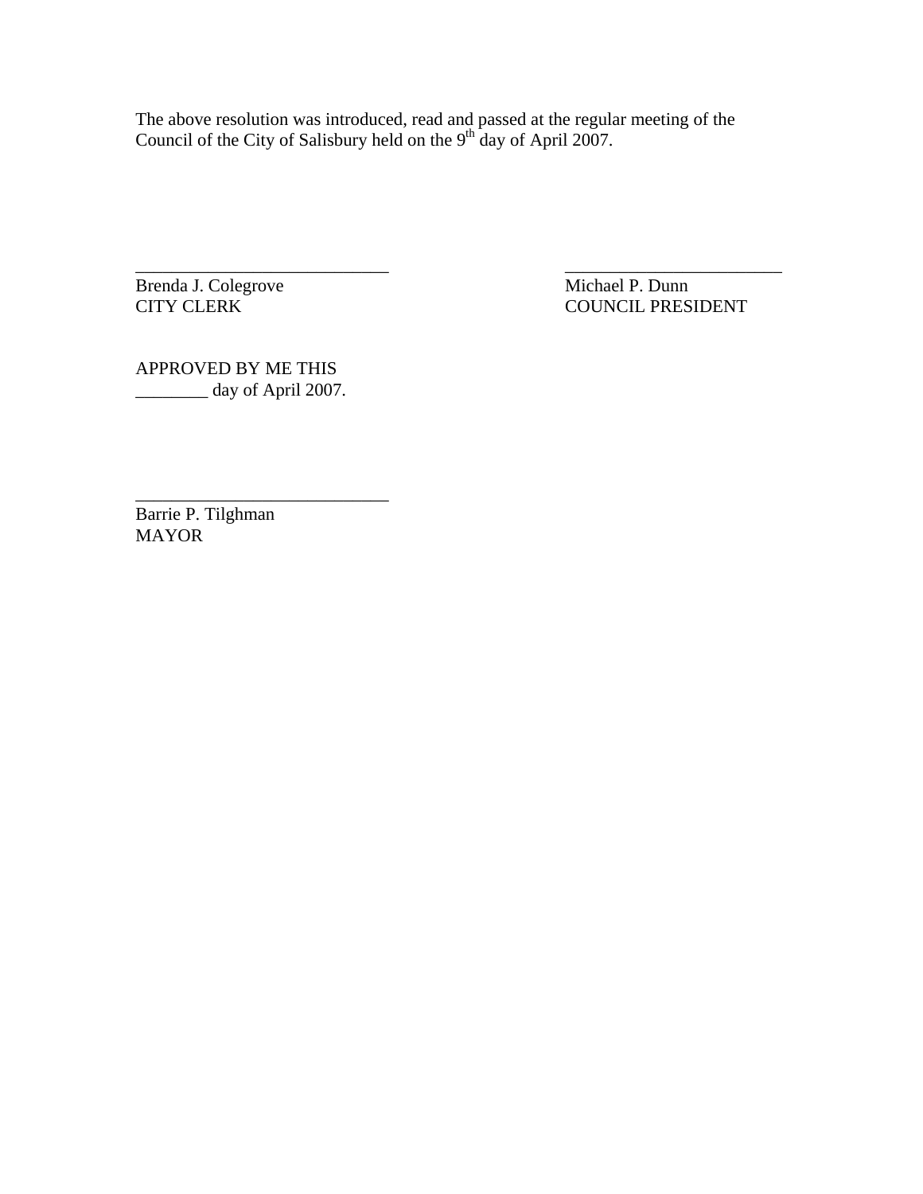The above resolution was introduced, read and passed at the regular meeting of the Council of the City of Salisbury held on the 9th day of April 2007.

_____________________________
Brenda J. Colegrove
CITY CLERK

_________________________
Michael P. Dunn
COUNCIL PRESIDENT

APPROVED BY ME THIS
________ day of April 2007.

_____________________________
Barrie P. Tilghman
MAYOR